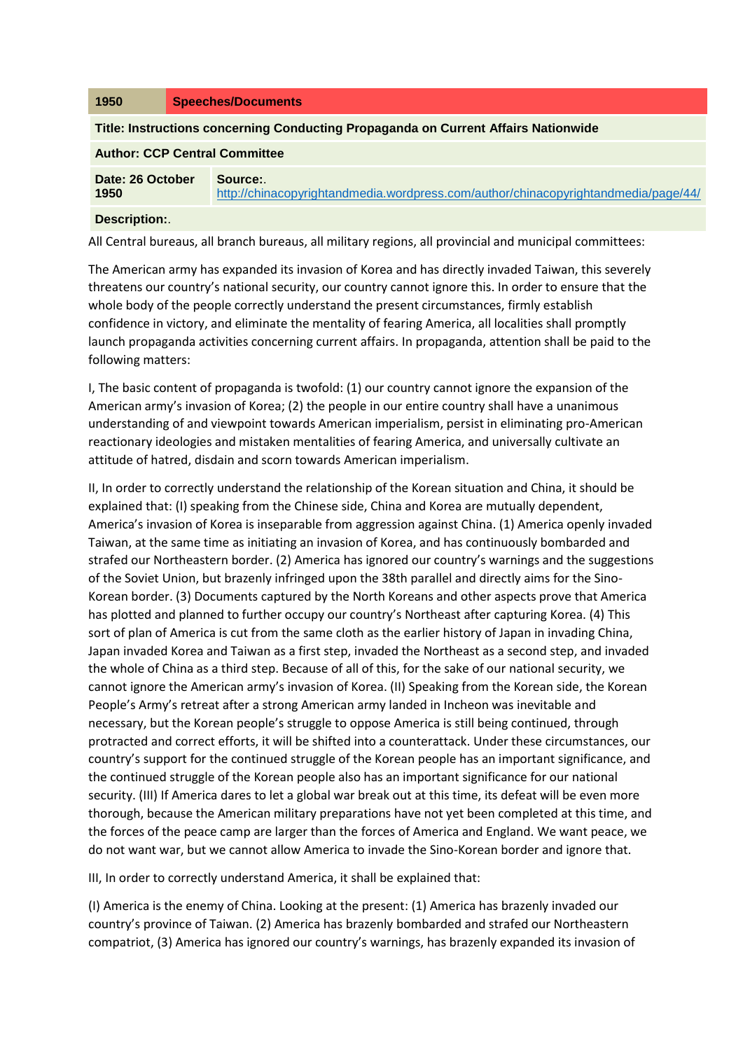| 1950 | Speeches/Documents |
|---|---|
| **Title: Instructions concerning Conducting Propaganda on Current Affairs Nationwide** | |
| **Author: CCP Central Committee** | |
| **Date: 26 October 1950** | **Source:**. http://chinacopyrightandmedia.wordpress.com/author/chinacopyrightandmedia/page/44/ |
| **Description:**. | |

All Central bureaus, all branch bureaus, all military regions, all provincial and municipal committees:

The American army has expanded its invasion of Korea and has directly invaded Taiwan, this severely threatens our country's national security, our country cannot ignore this. In order to ensure that the whole body of the people correctly understand the present circumstances, firmly establish confidence in victory, and eliminate the mentality of fearing America, all localities shall promptly launch propaganda activities concerning current affairs. In propaganda, attention shall be paid to the following matters:

I, The basic content of propaganda is twofold: (1) our country cannot ignore the expansion of the American army's invasion of Korea; (2) the people in our entire country shall have a unanimous understanding of and viewpoint towards American imperialism, persist in eliminating pro-American reactionary ideologies and mistaken mentalities of fearing America, and universally cultivate an attitude of hatred, disdain and scorn towards American imperialism.

II, In order to correctly understand the relationship of the Korean situation and China, it should be explained that: (I) speaking from the Chinese side, China and Korea are mutually dependent, America's invasion of Korea is inseparable from aggression against China. (1) America openly invaded Taiwan, at the same time as initiating an invasion of Korea, and has continuously bombarded and strafed our Northeastern border. (2) America has ignored our country's warnings and the suggestions of the Soviet Union, but brazenly infringed upon the 38th parallel and directly aims for the Sino-Korean border. (3) Documents captured by the North Koreans and other aspects prove that America has plotted and planned to further occupy our country's Northeast after capturing Korea. (4) This sort of plan of America is cut from the same cloth as the earlier history of Japan in invading China, Japan invaded Korea and Taiwan as a first step, invaded the Northeast as a second step, and invaded the whole of China as a third step. Because of all of this, for the sake of our national security, we cannot ignore the American army's invasion of Korea. (II) Speaking from the Korean side, the Korean People's Army's retreat after a strong American army landed in Incheon was inevitable and necessary, but the Korean people's struggle to oppose America is still being continued, through protracted and correct efforts, it will be shifted into a counterattack. Under these circumstances, our country's support for the continued struggle of the Korean people has an important significance, and the continued struggle of the Korean people also has an important significance for our national security. (III) If America dares to let a global war break out at this time, its defeat will be even more thorough, because the American military preparations have not yet been completed at this time, and the forces of the peace camp are larger than the forces of America and England. We want peace, we do not want war, but we cannot allow America to invade the Sino-Korean border and ignore that.

III, In order to correctly understand America, it shall be explained that:

(I) America is the enemy of China. Looking at the present: (1) America has brazenly invaded our country's province of Taiwan. (2) America has brazenly bombarded and strafed our Northeastern compatriot, (3) America has ignored our country's warnings, has brazenly expanded its invasion of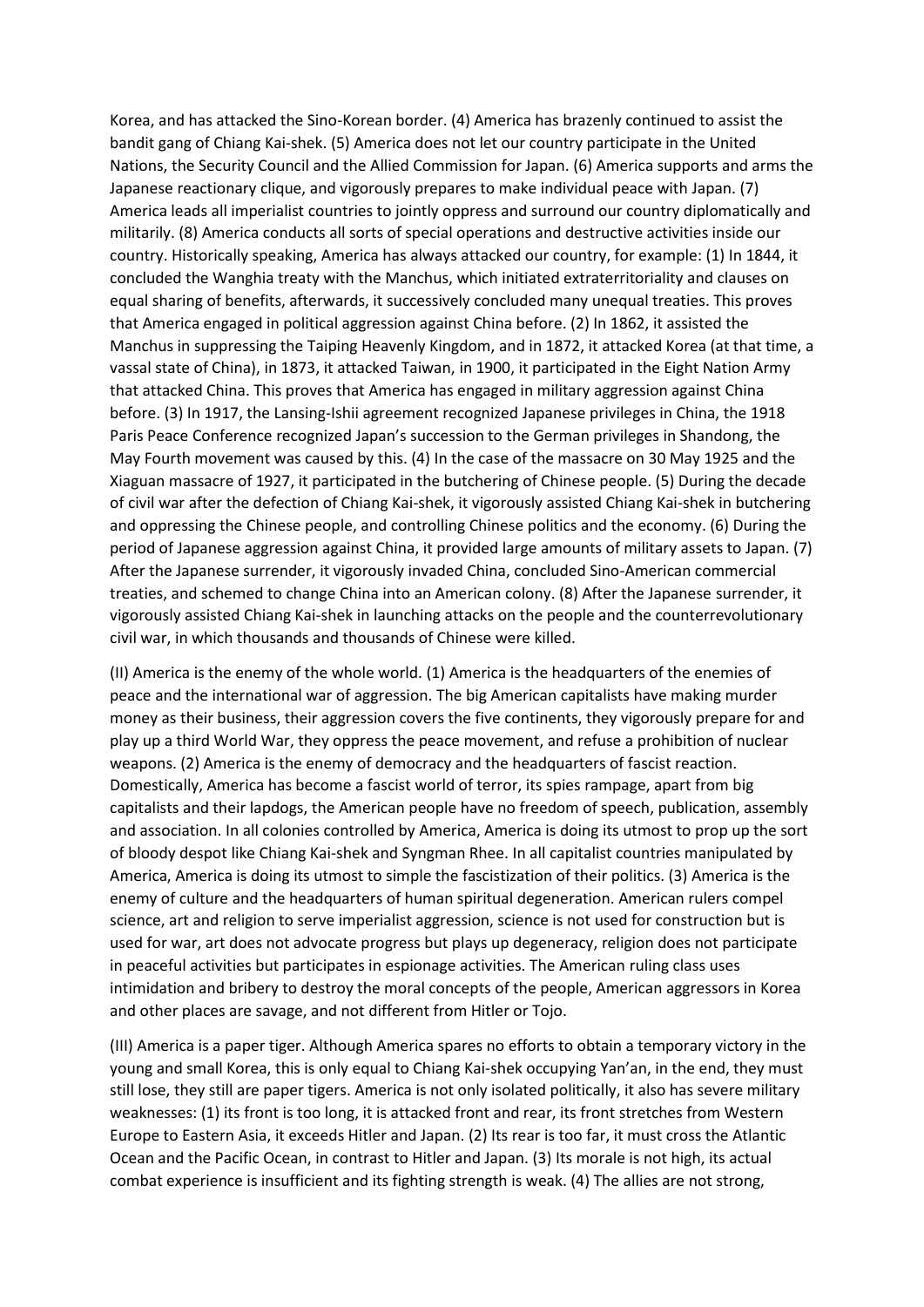Korea, and has attacked the Sino-Korean border. (4) America has brazenly continued to assist the bandit gang of Chiang Kai-shek. (5) America does not let our country participate in the United Nations, the Security Council and the Allied Commission for Japan. (6) America supports and arms the Japanese reactionary clique, and vigorously prepares to make individual peace with Japan. (7) America leads all imperialist countries to jointly oppress and surround our country diplomatically and militarily. (8) America conducts all sorts of special operations and destructive activities inside our country. Historically speaking, America has always attacked our country, for example: (1) In 1844, it concluded the Wanghia treaty with the Manchus, which initiated extraterritoriality and clauses on equal sharing of benefits, afterwards, it successively concluded many unequal treaties. This proves that America engaged in political aggression against China before. (2) In 1862, it assisted the Manchus in suppressing the Taiping Heavenly Kingdom, and in 1872, it attacked Korea (at that time, a vassal state of China), in 1873, it attacked Taiwan, in 1900, it participated in the Eight Nation Army that attacked China. This proves that America has engaged in military aggression against China before. (3) In 1917, the Lansing-Ishii agreement recognized Japanese privileges in China, the 1918 Paris Peace Conference recognized Japan's succession to the German privileges in Shandong, the May Fourth movement was caused by this. (4) In the case of the massacre on 30 May 1925 and the Xiaguan massacre of 1927, it participated in the butchering of Chinese people. (5) During the decade of civil war after the defection of Chiang Kai-shek, it vigorously assisted Chiang Kai-shek in butchering and oppressing the Chinese people, and controlling Chinese politics and the economy. (6) During the period of Japanese aggression against China, it provided large amounts of military assets to Japan. (7) After the Japanese surrender, it vigorously invaded China, concluded Sino-American commercial treaties, and schemed to change China into an American colony. (8) After the Japanese surrender, it vigorously assisted Chiang Kai-shek in launching attacks on the people and the counterrevolutionary civil war, in which thousands and thousands of Chinese were killed.

(II) America is the enemy of the whole world. (1) America is the headquarters of the enemies of peace and the international war of aggression. The big American capitalists have making murder money as their business, their aggression covers the five continents, they vigorously prepare for and play up a third World War, they oppress the peace movement, and refuse a prohibition of nuclear weapons. (2) America is the enemy of democracy and the headquarters of fascist reaction. Domestically, America has become a fascist world of terror, its spies rampage, apart from big capitalists and their lapdogs, the American people have no freedom of speech, publication, assembly and association. In all colonies controlled by America, America is doing its utmost to prop up the sort of bloody despot like Chiang Kai-shek and Syngman Rhee. In all capitalist countries manipulated by America, America is doing its utmost to simple the fascistization of their politics. (3) America is the enemy of culture and the headquarters of human spiritual degeneration. American rulers compel science, art and religion to serve imperialist aggression, science is not used for construction but is used for war, art does not advocate progress but plays up degeneracy, religion does not participate in peaceful activities but participates in espionage activities. The American ruling class uses intimidation and bribery to destroy the moral concepts of the people, American aggressors in Korea and other places are savage, and not different from Hitler or Tojo.

(III) America is a paper tiger. Although America spares no efforts to obtain a temporary victory in the young and small Korea, this is only equal to Chiang Kai-shek occupying Yan'an, in the end, they must still lose, they still are paper tigers. America is not only isolated politically, it also has severe military weaknesses: (1) its front is too long, it is attacked front and rear, its front stretches from Western Europe to Eastern Asia, it exceeds Hitler and Japan. (2) Its rear is too far, it must cross the Atlantic Ocean and the Pacific Ocean, in contrast to Hitler and Japan. (3) Its morale is not high, its actual combat experience is insufficient and its fighting strength is weak. (4) The allies are not strong,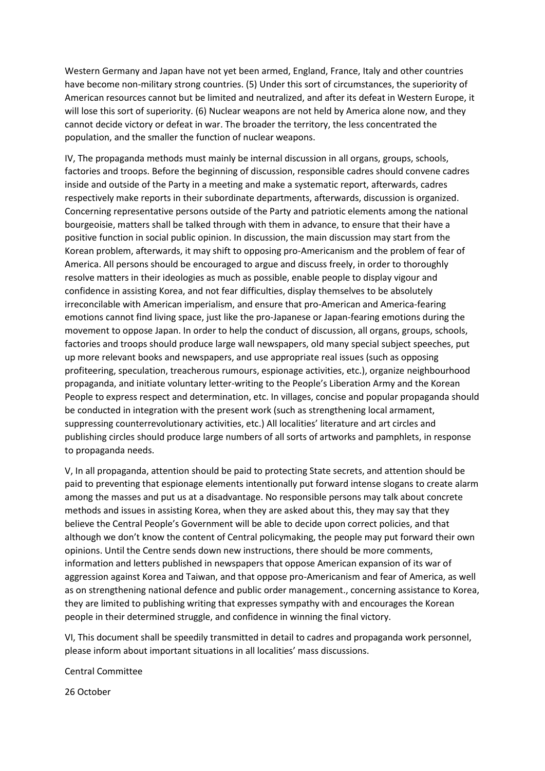Western Germany and Japan have not yet been armed, England, France, Italy and other countries have become non-military strong countries. (5) Under this sort of circumstances, the superiority of American resources cannot but be limited and neutralized, and after its defeat in Western Europe, it will lose this sort of superiority. (6) Nuclear weapons are not held by America alone now, and they cannot decide victory or defeat in war. The broader the territory, the less concentrated the population, and the smaller the function of nuclear weapons.

IV, The propaganda methods must mainly be internal discussion in all organs, groups, schools, factories and troops. Before the beginning of discussion, responsible cadres should convene cadres inside and outside of the Party in a meeting and make a systematic report, afterwards, cadres respectively make reports in their subordinate departments, afterwards, discussion is organized. Concerning representative persons outside of the Party and patriotic elements among the national bourgeoisie, matters shall be talked through with them in advance, to ensure that their have a positive function in social public opinion. In discussion, the main discussion may start from the Korean problem, afterwards, it may shift to opposing pro-Americanism and the problem of fear of America. All persons should be encouraged to argue and discuss freely, in order to thoroughly resolve matters in their ideologies as much as possible, enable people to display vigour and confidence in assisting Korea, and not fear difficulties, display themselves to be absolutely irreconcilable with American imperialism, and ensure that pro-American and America-fearing emotions cannot find living space, just like the pro-Japanese or Japan-fearing emotions during the movement to oppose Japan. In order to help the conduct of discussion, all organs, groups, schools, factories and troops should produce large wall newspapers, old many special subject speeches, put up more relevant books and newspapers, and use appropriate real issues (such as opposing profiteering, speculation, treacherous rumours, espionage activities, etc.), organize neighbourhood propaganda, and initiate voluntary letter-writing to the People's Liberation Army and the Korean People to express respect and determination, etc. In villages, concise and popular propaganda should be conducted in integration with the present work (such as strengthening local armament, suppressing counterrevolutionary activities, etc.) All localities' literature and art circles and publishing circles should produce large numbers of all sorts of artworks and pamphlets, in response to propaganda needs.

V, In all propaganda, attention should be paid to protecting State secrets, and attention should be paid to preventing that espionage elements intentionally put forward intense slogans to create alarm among the masses and put us at a disadvantage. No responsible persons may talk about concrete methods and issues in assisting Korea, when they are asked about this, they may say that they believe the Central People's Government will be able to decide upon correct policies, and that although we don't know the content of Central policymaking, the people may put forward their own opinions. Until the Centre sends down new instructions, there should be more comments, information and letters published in newspapers that oppose American expansion of its war of aggression against Korea and Taiwan, and that oppose pro-Americanism and fear of America, as well as on strengthening national defence and public order management., concerning assistance to Korea, they are limited to publishing writing that expresses sympathy with and encourages the Korean people in their determined struggle, and confidence in winning the final victory.

VI, This document shall be speedily transmitted in detail to cadres and propaganda work personnel, please inform about important situations in all localities' mass discussions.

Central Committee

26 October